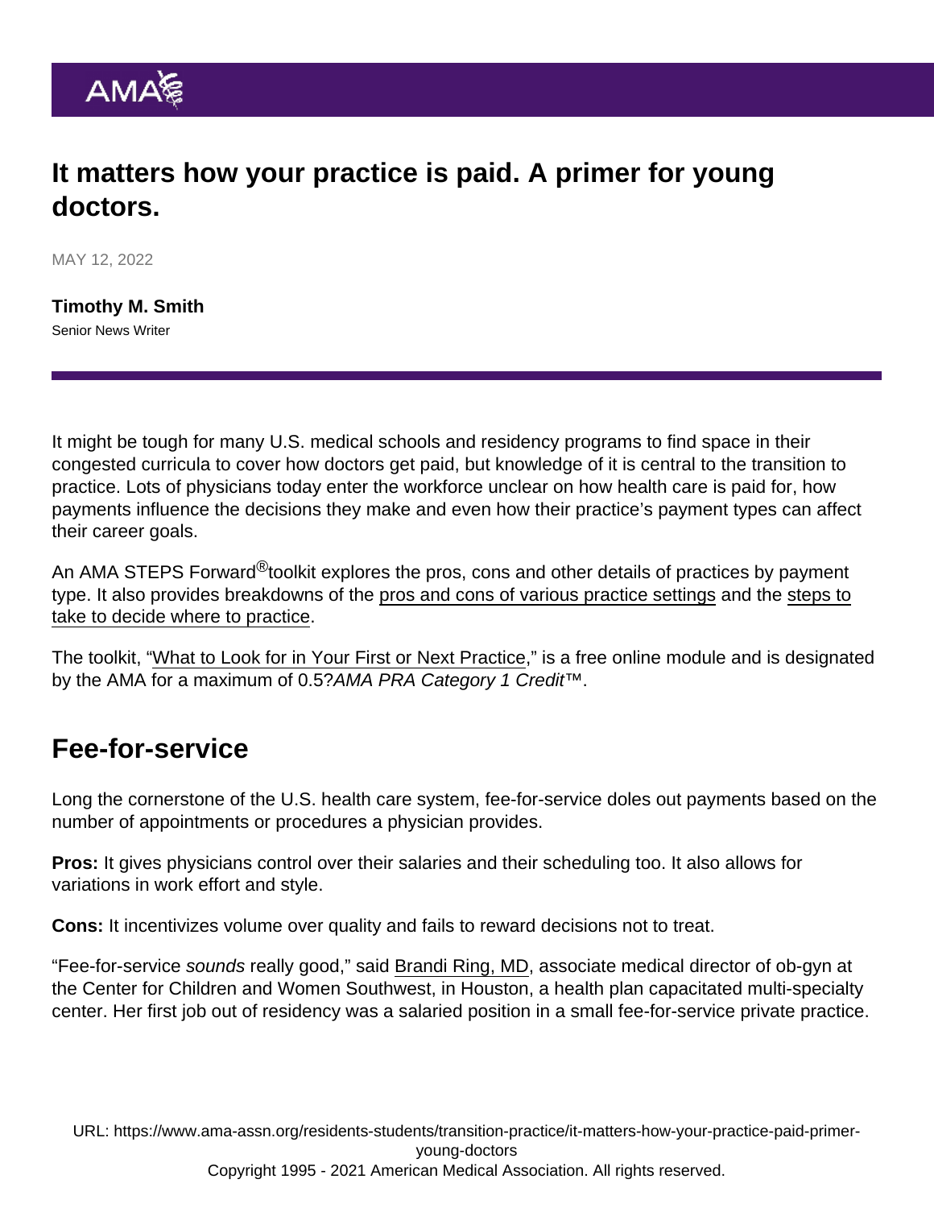# It matters how your practice is paid. A primer for young doctors.

MAY 12, 2022

**Timothy M. Smith**
Senior News Writer

It might be tough for many U.S. medical schools and residency programs to find space in their congested curricula to cover how doctors get paid, but knowledge of it is central to the transition to practice. Lots of physicians today enter the workforce unclear on how health care is paid for, how payments influence the decisions they make and even how their practice's payment types can affect their career goals.

An AMA STEPS Forward® toolkit explores the pros, cons and other details of practices by payment type. It also provides breakdowns of the pros and cons of various practice settings and the steps to take to decide where to practice.

The toolkit, "What to Look for in Your First or Next Practice," is a free online module and is designated by the AMA for a maximum of 0.5? *AMA PRA Category 1 Credit*™.

## Fee-for-service

Long the cornerstone of the U.S. health care system, fee-for-service doles out payments based on the number of appointments or procedures a physician provides.

**Pros:** It gives physicians control over their salaries and their scheduling too. It also allows for variations in work effort and style.

**Cons:** It incentivizes volume over quality and fails to reward decisions not to treat.

"Fee-for-service *sounds* really good," said Brandi Ring, MD, associate medical director of ob-gyn at the Center for Children and Women Southwest, in Houston, a health plan capacitated multi-specialty center. Her first job out of residency was a salaried position in a small fee-for-service private practice.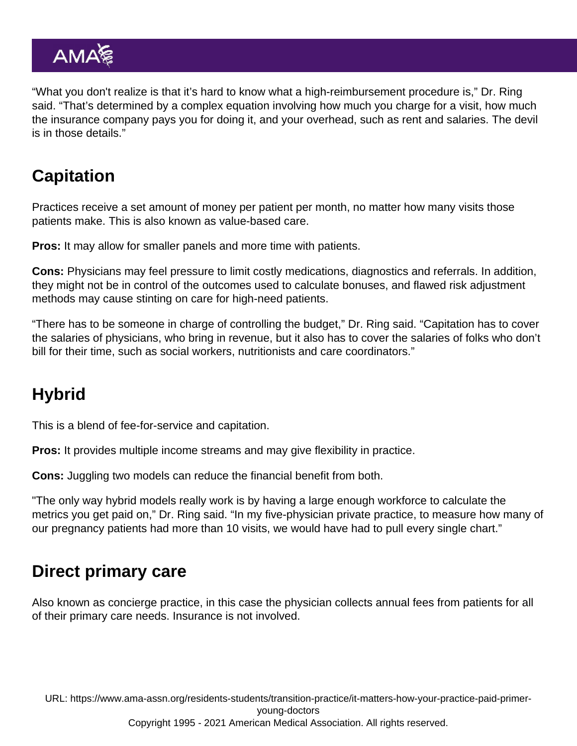"What you don't realize is that it's hard to know what a high-reimbursement procedure is," Dr. Ring said. "That's determined by a complex equation involving how much you charge for a visit, how much the insurance company pays you for doing it, and your overhead, such as rent and salaries. The devil is in those details."

## Capitation

Practices receive a set amount of money per patient per month, no matter how many visits those patients make. This is also known as value-based care.

**Pros:** It may allow for smaller panels and more time with patients.

**Cons:** Physicians may feel pressure to limit costly medications, diagnostics and referrals. In addition, they might not be in control of the outcomes used to calculate bonuses, and flawed risk adjustment methods may cause stinting on care for high-need patients.

"There has to be someone in charge of controlling the budget," Dr. Ring said. "Capitation has to cover the salaries of physicians, who bring in revenue, but it also has to cover the salaries of folks who don't bill for their time, such as social workers, nutritionists and care coordinators."

## Hybrid

This is a blend of fee-for-service and capitation.

**Pros:** It provides multiple income streams and may give flexibility in practice.

**Cons:** Juggling two models can reduce the financial benefit from both.

"The only way hybrid models really work is by having a large enough workforce to calculate the metrics you get paid on," Dr. Ring said. "In my five-physician private practice, to measure how many of our pregnancy patients had more than 10 visits, we would have had to pull every single chart."

## Direct primary care

Also known as concierge practice, in this case the physician collects annual fees from patients for all of their primary care needs. Insurance is not involved.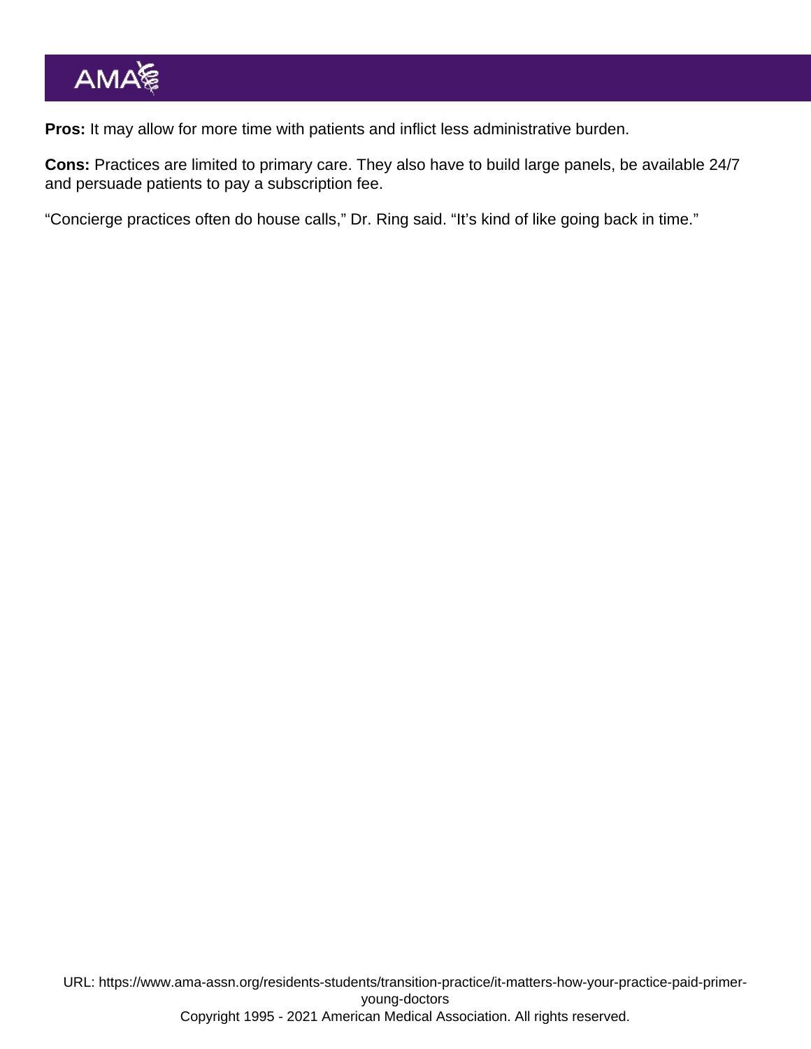**Pros:** It may allow for more time with patients and inflict less administrative burden.

**Cons:** Practices are limited to primary care. They also have to build large panels, be available 24/7 and persuade patients to pay a subscription fee.

“Concierge practices often do house calls,” Dr. Ring said. “It’s kind of like going back in time.”